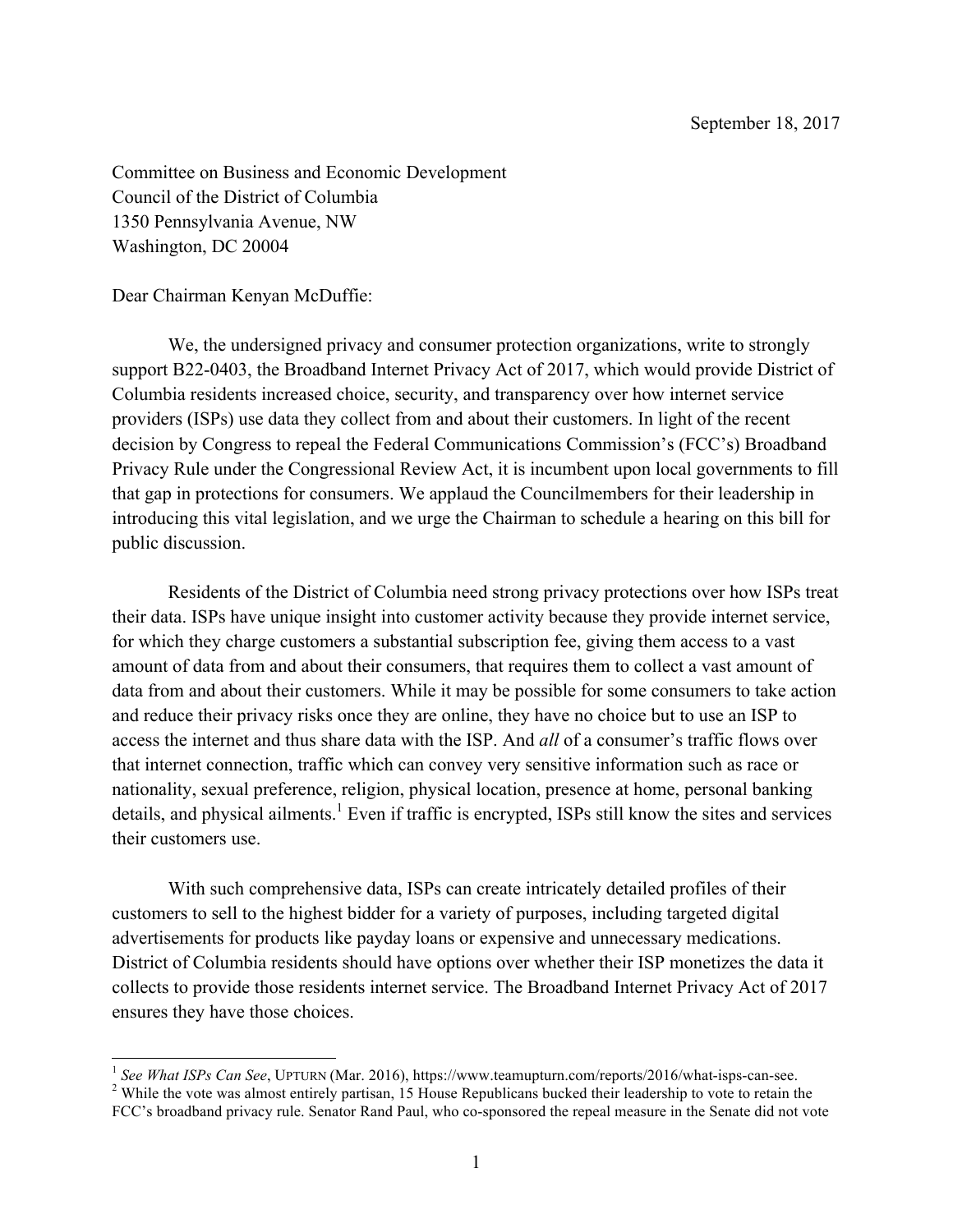September 18, 2017

Committee on Business and Economic Development
Council of the District of Columbia
1350 Pennsylvania Avenue, NW
Washington, DC 20004

Dear Chairman Kenyan McDuffie:

We, the undersigned privacy and consumer protection organizations, write to strongly support B22-0403, the Broadband Internet Privacy Act of 2017, which would provide District of Columbia residents increased choice, security, and transparency over how internet service providers (ISPs) use data they collect from and about their customers. In light of the recent decision by Congress to repeal the Federal Communications Commission's (FCC's) Broadband Privacy Rule under the Congressional Review Act, it is incumbent upon local governments to fill that gap in protections for consumers. We applaud the Councilmembers for their leadership in introducing this vital legislation, and we urge the Chairman to schedule a hearing on this bill for public discussion.

Residents of the District of Columbia need strong privacy protections over how ISPs treat their data. ISPs have unique insight into customer activity because they provide internet service, for which they charge customers a substantial subscription fee, giving them access to a vast amount of data from and about their consumers, that requires them to collect a vast amount of data from and about their customers. While it may be possible for some consumers to take action and reduce their privacy risks once they are online, they have no choice but to use an ISP to access the internet and thus share data with the ISP. And *all* of a consumer's traffic flows over that internet connection, traffic which can convey very sensitive information such as race or nationality, sexual preference, religion, physical location, presence at home, personal banking details, and physical ailments.[1] Even if traffic is encrypted, ISPs still know the sites and services their customers use.

With such comprehensive data, ISPs can create intricately detailed profiles of their customers to sell to the highest bidder for a variety of purposes, including targeted digital advertisements for products like payday loans or expensive and unnecessary medications. District of Columbia residents should have options over whether their ISP monetizes the data it collects to provide those residents internet service. The Broadband Internet Privacy Act of 2017 ensures they have those choices.

---

[1] *See What ISPs Can See*, UPTURN (Mar. 2016), https://www.teamupturn.com/reports/2016/what-isps-can-see.

[2] While the vote was almost entirely partisan, 15 House Republicans bucked their leadership to vote to retain the FCC's broadband privacy rule. Senator Rand Paul, who co-sponsored the repeal measure in the Senate did not vote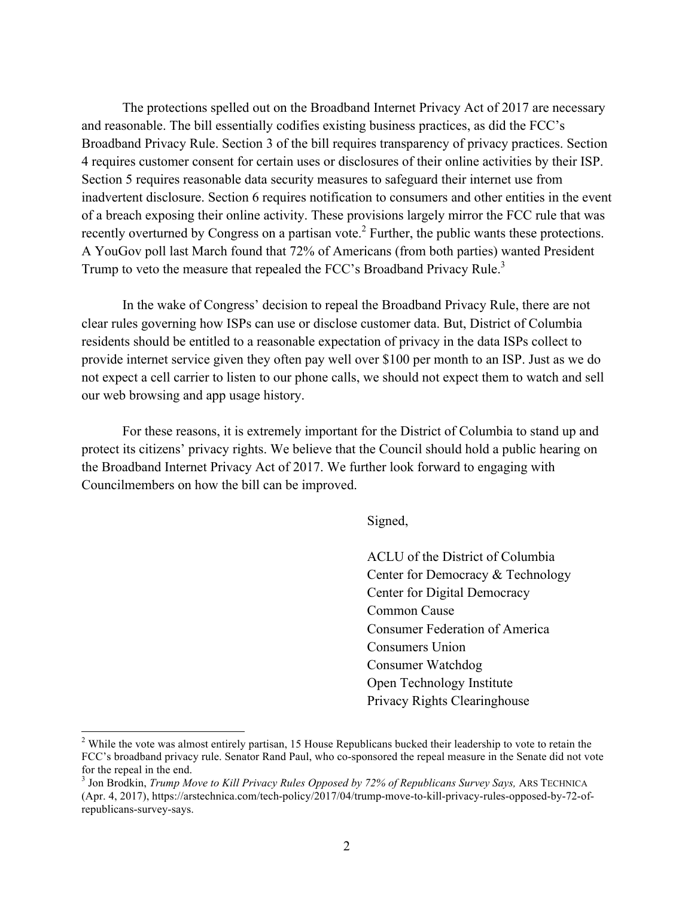The protections spelled out on the Broadband Internet Privacy Act of 2017 are necessary and reasonable. The bill essentially codifies existing business practices, as did the FCC's Broadband Privacy Rule. Section 3 of the bill requires transparency of privacy practices. Section 4 requires customer consent for certain uses or disclosures of their online activities by their ISP. Section 5 requires reasonable data security measures to safeguard their internet use from inadvertent disclosure. Section 6 requires notification to consumers and other entities in the event of a breach exposing their online activity. These provisions largely mirror the FCC rule that was recently overturned by Congress on a partisan vote.[2] Further, the public wants these protections. A YouGov poll last March found that 72% of Americans (from both parties) wanted President Trump to veto the measure that repealed the FCC's Broadband Privacy Rule.[3]

In the wake of Congress' decision to repeal the Broadband Privacy Rule, there are not clear rules governing how ISPs can use or disclose customer data. But, District of Columbia residents should be entitled to a reasonable expectation of privacy in the data ISPs collect to provide internet service given they often pay well over $100 per month to an ISP. Just as we do not expect a cell carrier to listen to our phone calls, we should not expect them to watch and sell our web browsing and app usage history.

For these reasons, it is extremely important for the District of Columbia to stand up and protect its citizens' privacy rights. We believe that the Council should hold a public hearing on the Broadband Internet Privacy Act of 2017. We further look forward to engaging with Councilmembers on how the bill can be improved.

Signed,

ACLU of the District of Columbia
Center for Democracy & Technology
Center for Digital Democracy
Common Cause
Consumer Federation of America
Consumers Union
Consumer Watchdog
Open Technology Institute
Privacy Rights Clearinghouse

---

[2] While the vote was almost entirely partisan, 15 House Republicans bucked their leadership to vote to retain the FCC's broadband privacy rule. Senator Rand Paul, who co-sponsored the repeal measure in the Senate did not vote for the repeal in the end.

[3] Jon Brodkin, *Trump Move to Kill Privacy Rules Opposed by 72% of Republicans Survey Says,* ARS TECHNICA (Apr. 4, 2017), https://arstechnica.com/tech-policy/2017/04/trump-move-to-kill-privacy-rules-opposed-by-72-of-republicans-survey-says.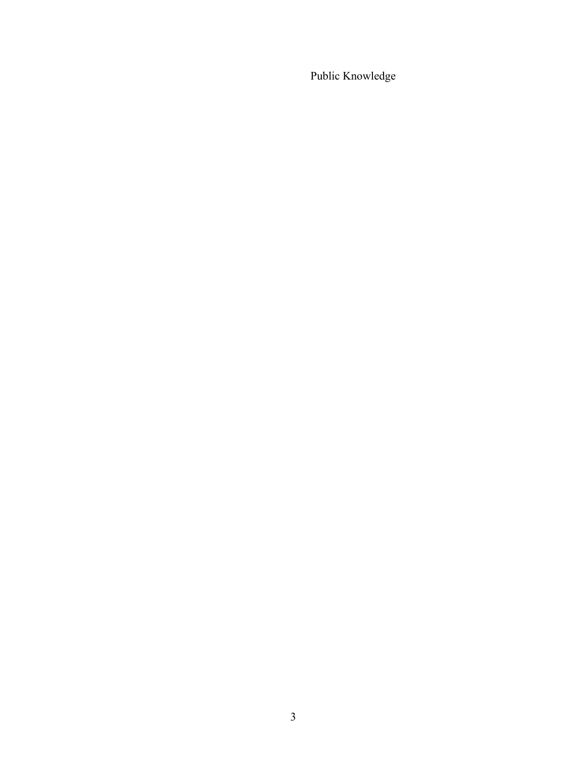Public Knowledge